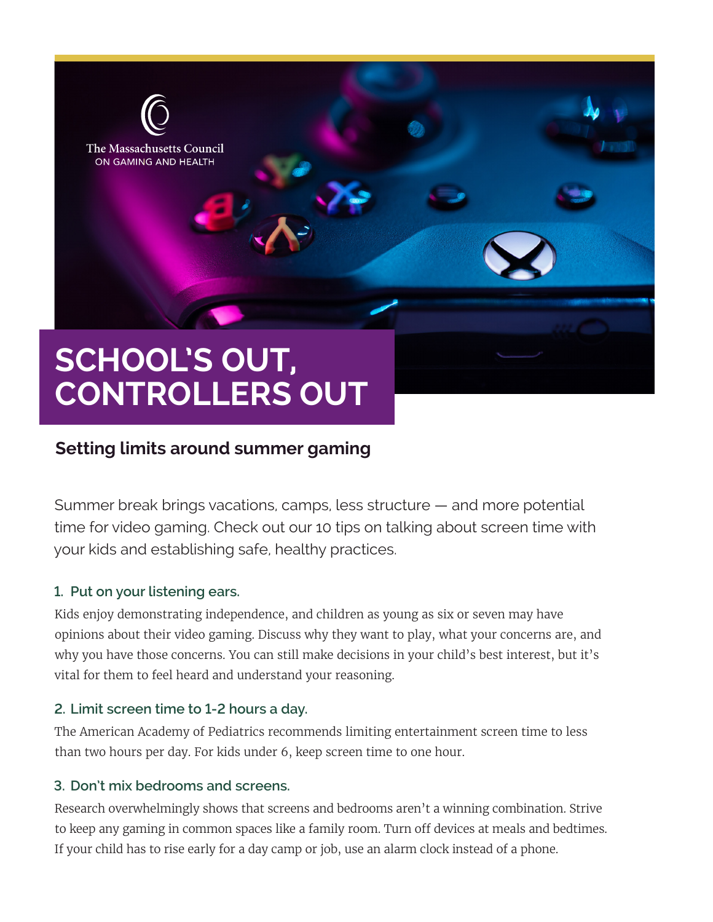The Massachusetts Council
ON GAMING AND HEALTH

# SCHOOL'S OUT, CONTROLLERS OUT

## Setting limits around summer gaming

Summer break brings vacations, camps, less structure — and more potential time for video gaming. Check out our 10 tips on talking about screen time with your kids and establishing safe, healthy practices.

### 1. Put on your listening ears.

Kids enjoy demonstrating independence, and children as young as six or seven may have opinions about their video gaming. Discuss why they want to play, what your concerns are, and why you have those concerns. You can still make decisions in your child's best interest, but it's vital for them to feel heard and understand your reasoning.

### 2. Limit screen time to 1-2 hours a day.

The American Academy of Pediatrics recommends limiting entertainment screen time to less than two hours per day. For kids under 6, keep screen time to one hour.

### 3. Don't mix bedrooms and screens.

Research overwhelmingly shows that screens and bedrooms aren't a winning combination. Strive to keep any gaming in common spaces like a family room. Turn off devices at meals and bedtimes. If your child has to rise early for a day camp or job, use an alarm clock instead of a phone.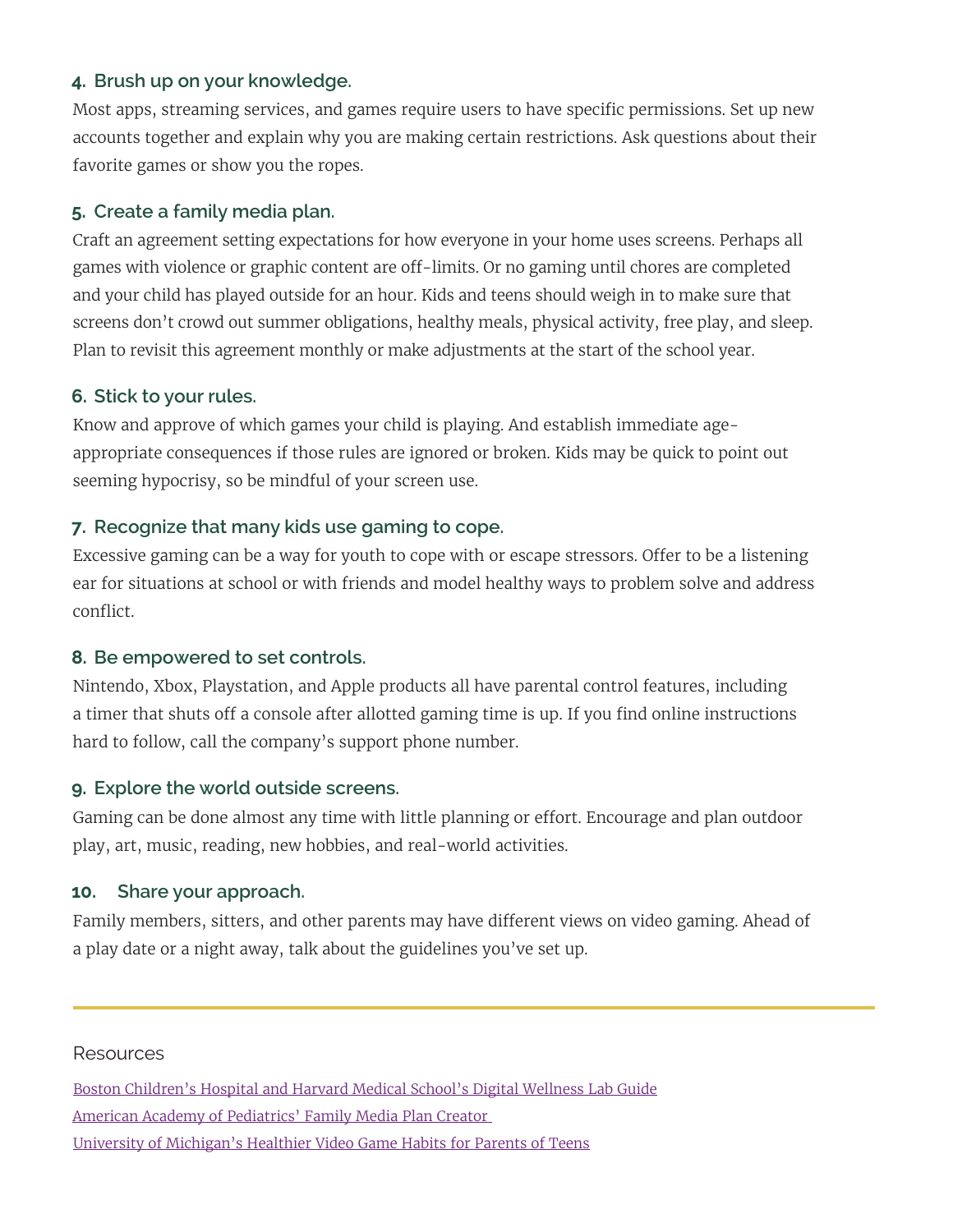### 4. Brush up on your knowledge.

Most apps, streaming services, and games require users to have specific permissions. Set up new accounts together and explain why you are making certain restrictions. Ask questions about their favorite games or show you the ropes.

### 5. Create a family media plan.

Craft an agreement setting expectations for how everyone in your home uses screens. Perhaps all games with violence or graphic content are off-limits. Or no gaming until chores are completed and your child has played outside for an hour. Kids and teens should weigh in to make sure that screens don't crowd out summer obligations, healthy meals, physical activity, free play, and sleep. Plan to revisit this agreement monthly or make adjustments at the start of the school year.

### 6. Stick to your rules.

Know and approve of which games your child is playing. And establish immediate age-appropriate consequences if those rules are ignored or broken. Kids may be quick to point out seeming hypocrisy, so be mindful of your screen use.

### 7. Recognize that many kids use gaming to cope.

Excessive gaming can be a way for youth to cope with or escape stressors. Offer to be a listening ear for situations at school or with friends and model healthy ways to problem solve and address conflict.

### 8. Be empowered to set controls.

Nintendo, Xbox, Playstation, and Apple products all have parental control features, including a timer that shuts off a console after allotted gaming time is up. If you find online instructions hard to follow, call the company's support phone number.

### 9. Explore the world outside screens.

Gaming can be done almost any time with little planning or effort. Encourage and plan outdoor play, art, music, reading, new hobbies, and real-world activities.

### 10. Share your approach.

Family members, sitters, and other parents may have different views on video gaming. Ahead of a play date or a night away, talk about the guidelines you've set up.

---

## Resources

[Boston Children's Hospital and Harvard Medical School's Digital Wellness Lab Guide]()

[American Academy of Pediatrics' Family Media Plan Creator]()

[University of Michigan's Healthier Video Game Habits for Parents of Teens]()